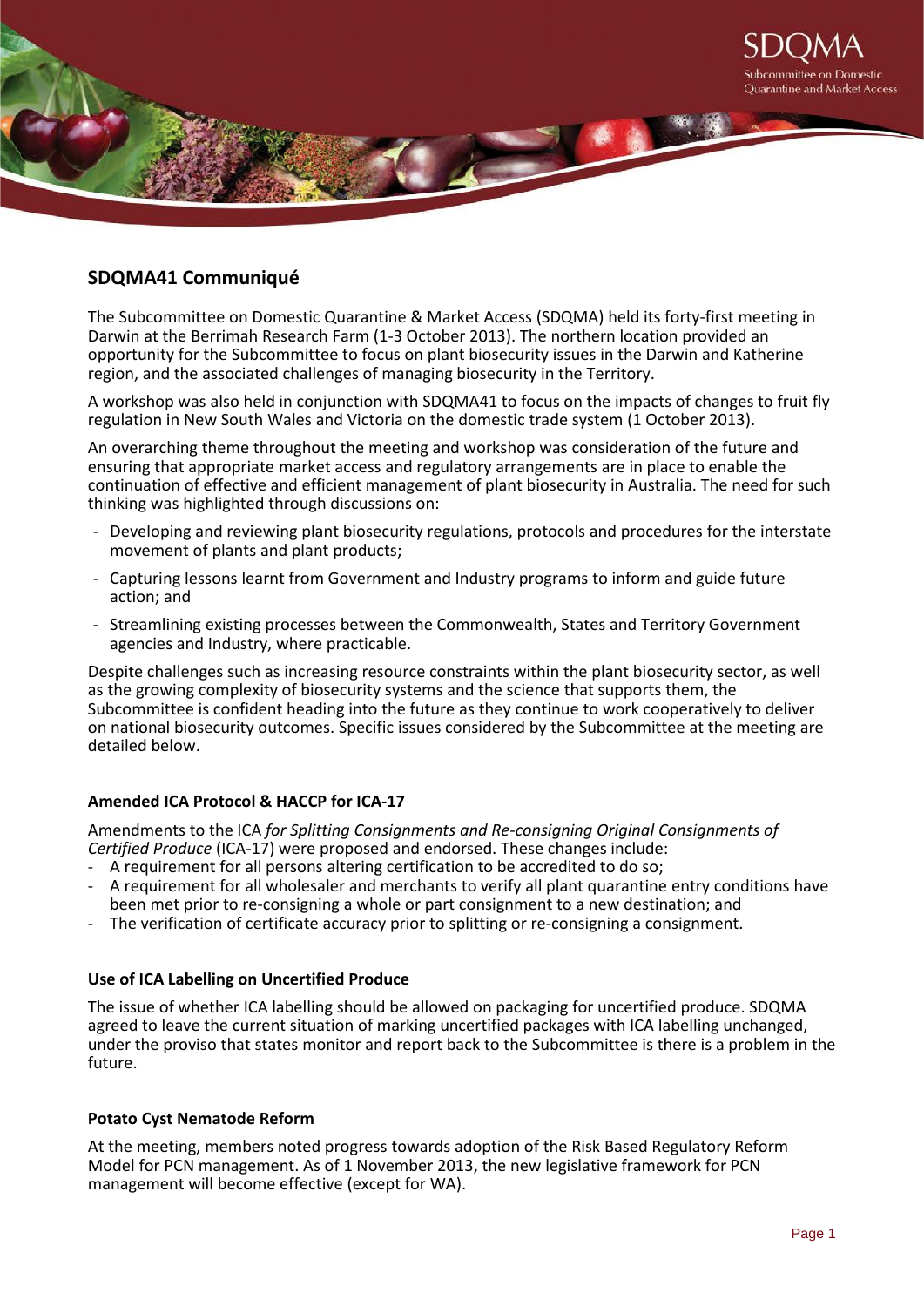SDQMA
Subcommittee on Domestic Quarantine and Market Access

# SDQMA41 Communiqué

The Subcommittee on Domestic Quarantine & Market Access (SDQMA) held its forty-first meeting in Darwin at the Berrimah Research Farm (1-3 October 2013). The northern location provided an opportunity for the Subcommittee to focus on plant biosecurity issues in the Darwin and Katherine region, and the associated challenges of managing biosecurity in the Territory.

A workshop was also held in conjunction with SDQMA41 to focus on the impacts of changes to fruit fly regulation in New South Wales and Victoria on the domestic trade system (1 October 2013).

An overarching theme throughout the meeting and workshop was consideration of the future and ensuring that appropriate market access and regulatory arrangements are in place to enable the continuation of effective and efficient management of plant biosecurity in Australia. The need for such thinking was highlighted through discussions on:

- Developing and reviewing plant biosecurity regulations, protocols and procedures for the interstate movement of plants and plant products;
- Capturing lessons learnt from Government and Industry programs to inform and guide future action; and
- Streamlining existing processes between the Commonwealth, States and Territory Government agencies and Industry, where practicable.

Despite challenges such as increasing resource constraints within the plant biosecurity sector, as well as the growing complexity of biosecurity systems and the science that supports them, the Subcommittee is confident heading into the future as they continue to work cooperatively to deliver on national biosecurity outcomes. Specific issues considered by the Subcommittee at the meeting are detailed below.

### Amended ICA Protocol & HACCP for ICA-17

Amendments to the ICA *for Splitting Consignments and Re-consigning Original Consignments of Certified Produce* (ICA-17) were proposed and endorsed. These changes include:

- A requirement for all persons altering certification to be accredited to do so;
- A requirement for all wholesaler and merchants to verify all plant quarantine entry conditions have been met prior to re-consigning a whole or part consignment to a new destination; and
- The verification of certificate accuracy prior to splitting or re-consigning a consignment.

### Use of ICA Labelling on Uncertified Produce

The issue of whether ICA labelling should be allowed on packaging for uncertified produce. SDQMA agreed to leave the current situation of marking uncertified packages with ICA labelling unchanged, under the proviso that states monitor and report back to the Subcommittee is there is a problem in the future.

### Potato Cyst Nematode Reform

At the meeting, members noted progress towards adoption of the Risk Based Regulatory Reform Model for PCN management. As of 1 November 2013, the new legislative framework for PCN management will become effective (except for WA).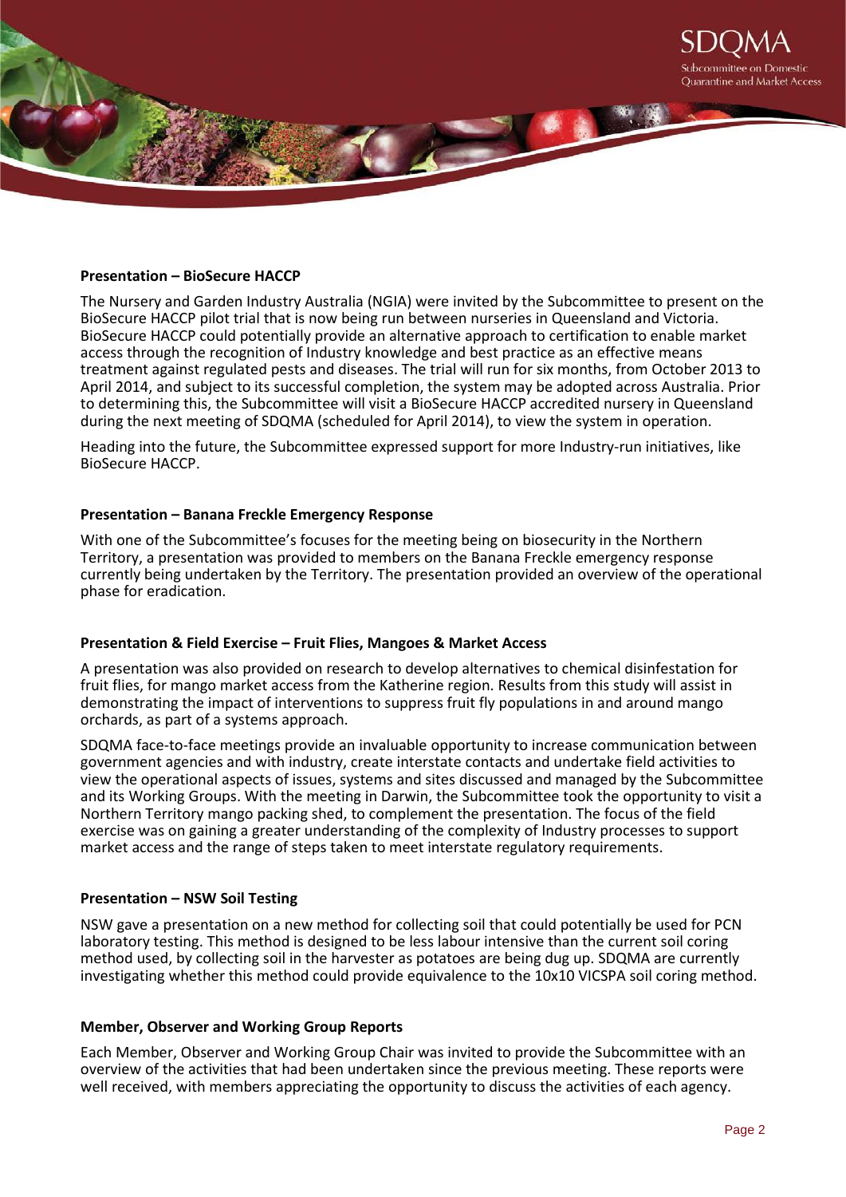**Presentation – BioSecure HACCP**

The Nursery and Garden Industry Australia (NGIA) were invited by the Subcommittee to present on the BioSecure HACCP pilot trial that is now being run between nurseries in Queensland and Victoria. BioSecure HACCP could potentially provide an alternative approach to certification to enable market access through the recognition of Industry knowledge and best practice as an effective means treatment against regulated pests and diseases. The trial will run for six months, from October 2013 to April 2014, and subject to its successful completion, the system may be adopted across Australia. Prior to determining this, the Subcommittee will visit a BioSecure HACCP accredited nursery in Queensland during the next meeting of SDQMA (scheduled for April 2014), to view the system in operation.

Heading into the future, the Subcommittee expressed support for more Industry-run initiatives, like BioSecure HACCP.

**Presentation – Banana Freckle Emergency Response**

With one of the Subcommittee's focuses for the meeting being on biosecurity in the Northern Territory, a presentation was provided to members on the Banana Freckle emergency response currently being undertaken by the Territory. The presentation provided an overview of the operational phase for eradication.

**Presentation & Field Exercise – Fruit Flies, Mangoes & Market Access**

A presentation was also provided on research to develop alternatives to chemical disinfestation for fruit flies, for mango market access from the Katherine region. Results from this study will assist in demonstrating the impact of interventions to suppress fruit fly populations in and around mango orchards, as part of a systems approach.

SDQMA face-to-face meetings provide an invaluable opportunity to increase communication between government agencies and with industry, create interstate contacts and undertake field activities to view the operational aspects of issues, systems and sites discussed and managed by the Subcommittee and its Working Groups. With the meeting in Darwin, the Subcommittee took the opportunity to visit a Northern Territory mango packing shed, to complement the presentation. The focus of the field exercise was on gaining a greater understanding of the complexity of Industry processes to support market access and the range of steps taken to meet interstate regulatory requirements.

**Presentation – NSW Soil Testing**

NSW gave a presentation on a new method for collecting soil that could potentially be used for PCN laboratory testing. This method is designed to be less labour intensive than the current soil coring method used, by collecting soil in the harvester as potatoes are being dug up. SDQMA are currently investigating whether this method could provide equivalence to the 10x10 VICSPA soil coring method.

**Member, Observer and Working Group Reports**

Each Member, Observer and Working Group Chair was invited to provide the Subcommittee with an overview of the activities that had been undertaken since the previous meeting. These reports were well received, with members appreciating the opportunity to discuss the activities of each agency.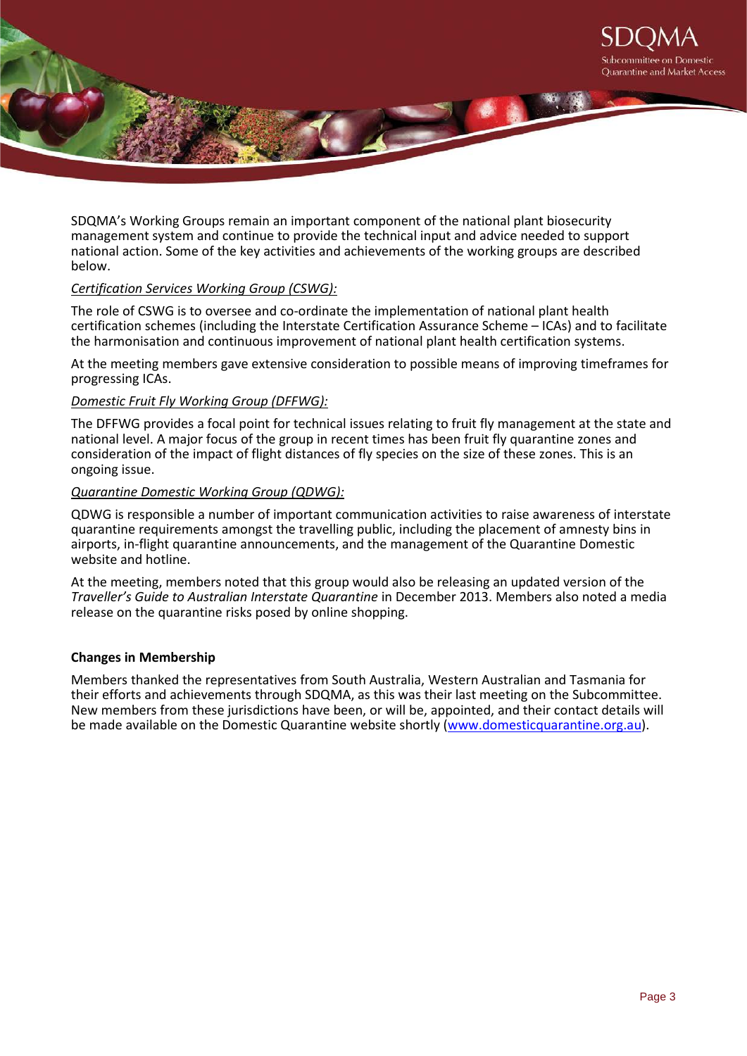SDQMA's Working Groups remain an important component of the national plant biosecurity management system and continue to provide the technical input and advice needed to support national action. Some of the key activities and achievements of the working groups are described below.

*Certification Services Working Group (CSWG):*

The role of CSWG is to oversee and co-ordinate the implementation of national plant health certification schemes (including the Interstate Certification Assurance Scheme – ICAs) and to facilitate the harmonisation and continuous improvement of national plant health certification systems.

At the meeting members gave extensive consideration to possible means of improving timeframes for progressing ICAs.

*Domestic Fruit Fly Working Group (DFFWG):*

The DFFWG provides a focal point for technical issues relating to fruit fly management at the state and national level. A major focus of the group in recent times has been fruit fly quarantine zones and consideration of the impact of flight distances of fly species on the size of these zones. This is an ongoing issue.

*Quarantine Domestic Working Group (QDWG):*

QDWG is responsible a number of important communication activities to raise awareness of interstate quarantine requirements amongst the travelling public, including the placement of amnesty bins in airports, in-flight quarantine announcements, and the management of the Quarantine Domestic website and hotline.

At the meeting, members noted that this group would also be releasing an updated version of the *Traveller's Guide to Australian Interstate Quarantine* in December 2013. Members also noted a media release on the quarantine risks posed by online shopping.

**Changes in Membership**

Members thanked the representatives from South Australia, Western Australian and Tasmania for their efforts and achievements through SDQMA, as this was their last meeting on the Subcommittee. New members from these jurisdictions have been, or will be, appointed, and their contact details will be made available on the Domestic Quarantine website shortly (www.domesticquarantine.org.au).